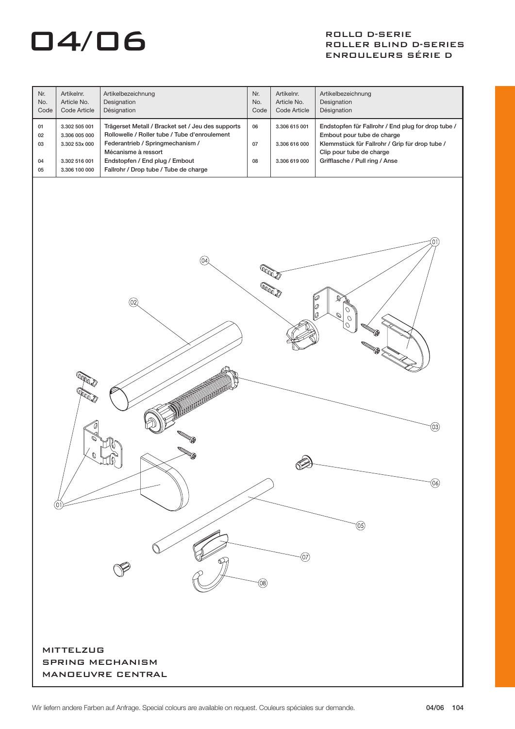# 04/06

## ROLLO D-SERIE
## ROLLER BLIND D-SERIES
## ENROULEURS SÉRIE D

| Nr.<br>No.<br>Code | Artikelnr.<br>Article No.<br>Code Article | Artikelbezeichnung<br>Designation<br>Désignation | Nr.<br>No.<br>Code | Artikelnr.<br>Article No.<br>Code Article | Artikelbezeichnung<br>Designation<br>Désignation |
|---|---|---|---|---|---|
| 01 | 3.302 505 001 | Trägerset Metall / Bracket set / Jeu des supports | 06 | 3.306 615 001 | Endstopfen für Fallrohr / End plug for drop tube / Embout pour tube de charge |
| 02 | 3.306 005 000 | Rollowelle / Roller tube / Tube d'enroulement | | | |
| 03 | 3.302 53x 000 | Federantrieb / Springmechanism / Mécanisme à ressort | 07 | 3.306 616 000 | Klemmstück für Fallrohr / Grip für drop tube / Clip pour tube de charge |
| 04 | 3.302 516 001 | Endstopfen / End plug / Embout | 08 | 3.306 619 000 | Grifflasche / Pull ring / Anse |
| 05 | 3.306 100 000 | Fallrohr / Drop tube / Tube de charge | | | |

01 02 03 04 05 06 07 08

MITTELZUG
SPRING MECHANISM
MANOEUVRE CENTRAL

Wir liefern andere Farben auf Anfrage. Special colours are available on request. Couleurs spéciales sur demande.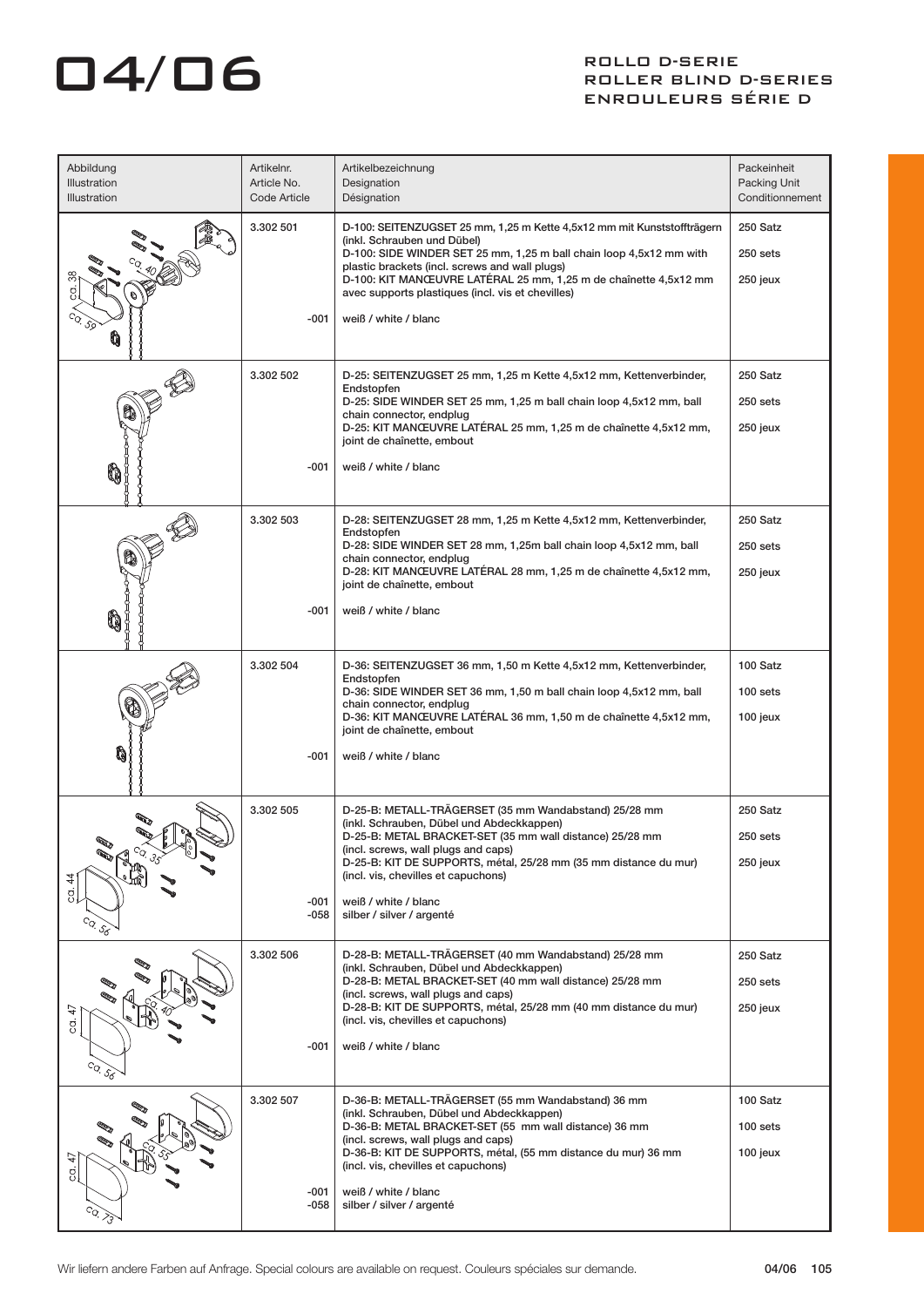# 04/06

## ROLLO D-SERIE
## ROLLER BLIND D-SERIES
## ENROULEURS SÉRIE D

| Abbildung<br>Illustration<br>Illustration | Artikelnr.<br>Article No.<br>Code Article | Artikelbezeichnung<br>Designation<br>Désignation | Packeinheit<br>Packing Unit<br>Conditionnement |
|---|---|---|---|
| ca. 38, ca. 40, ca. 59 | 3.302 501 | **D-100: SEITENZUGSET 25 mm, 1,25 m Kette 4,5x12 mm mit Kunststoffträgern (inkl. Schrauben und Dübel)**<br>**D-100: SIDE WINDER SET 25 mm, 1,25 m ball chain loop 4,5x12 mm with plastic brackets (incl. screws and wall plugs)**<br>**D-100: KIT MANŒUVRE LATÉRAL 25 mm, 1,25 m de chaînette 4,5x12 mm avec supports plastiques (incl. vis et chevilles)** | **250 Satz**<br>**250 sets**<br>**250 jeux** |
| | -001 | weiß / white / blanc | |
| | 3.302 502 | **D-25: SEITENZUGSET 25 mm, 1,25 m Kette 4,5x12 mm, Kettenverbinder, Endstopfen**<br>**D-25: SIDE WINDER SET 25 mm, 1,25 m ball chain loop 4,5x12 mm, ball chain connector, endplug**<br>**D-25: KIT MANŒUVRE LATÉRAL 25 mm, 1,25 m de chaînette 4,5x12 mm, joint de chaînette, embout** | **250 Satz**<br>**250 sets**<br>**250 jeux** |
| | -001 | weiß / white / blanc | |
| | 3.302 503 | **D-28: SEITENZUGSET 28 mm, 1,25 m Kette 4,5x12 mm, Kettenverbinder, Endstopfen**<br>**D-28: SIDE WINDER SET 28 mm, 1,25m ball chain loop 4,5x12 mm, ball chain connector, endplug**<br>**D-28: KIT MANŒUVRE LATÉRAL 28 mm, 1,25 m de chaînette 4,5x12 mm, joint de chaînette, embout** | **250 Satz**<br>**250 sets**<br>**250 jeux** |
| | -001 | weiß / white / blanc | |
| | 3.302 504 | **D-36: SEITENZUGSET 36 mm, 1,50 m Kette 4,5x12 mm, Kettenverbinder, Endstopfen**<br>**D-36: SIDE WINDER SET 36 mm, 1,50 m ball chain loop 4,5x12 mm, ball chain connector, endplug**<br>**D-36: KIT MANŒUVRE LATÉRAL 36 mm, 1,50 m de chaînette 4,5x12 mm, joint de chaînette, embout** | **100 Satz**<br>**100 sets**<br>**100 jeux** |
| | -001 | weiß / white / blanc | |
| ca. 44, ca. 35, ca. 56 | 3.302 505 | **D-25-B: METALL-TRÄGERSET (35 mm Wandabstand) 25/28 mm (inkl. Schrauben, Dübel und Abdeckkappen)**<br>**D-25-B: METAL BRACKET-SET (35 mm wall distance) 25/28 mm (incl. screws, wall plugs and caps)**<br>**D-25-B: KIT DE SUPPORTS, métal, 25/28 mm (35 mm distance du mur) (incl. vis, chevilles et capuchons)** | **250 Satz**<br>**250 sets**<br>**250 jeux** |
| | -001<br>-058 | weiß / white / blanc<br>silber / silver / argenté | |
| ca. 47, ca. 40, ca. 56 | 3.302 506 | **D-28-B: METALL-TRÄGERSET (40 mm Wandabstand) 25/28 mm (inkl. Schrauben, Dübel und Abdeckkappen)**<br>**D-28-B: METAL BRACKET-SET (40 mm wall distance) 25/28 mm (incl. screws, wall plugs and caps)**<br>**D-28-B: KIT DE SUPPORTS, métal, 25/28 mm (40 mm distance du mur) (incl. vis, chevilles et capuchons)** | **250 Satz**<br>**250 sets**<br>**250 jeux** |
| | -001 | weiß / white / blanc | |
| ca. 47, ca. 55, ca. 73 | 3.302 507 | **D-36-B: METALL-TRÄGERSET (55 mm Wandabstand) 36 mm (inkl. Schrauben, Dübel und Abdeckkappen)**<br>**D-36-B: METAL BRACKET-SET (55 mm wall distance) 36 mm (incl. screws, wall plugs and caps)**<br>**D-36-B: KIT DE SUPPORTS, métal, (55 mm distance du mur) 36 mm (incl. vis, chevilles et capuchons)** | **100 Satz**<br>**100 sets**<br>**100 jeux** |
| | -001<br>-058 | weiß / white / blanc<br>silber / silver / argenté | |

Wir liefern andere Farben auf Anfrage. Special colours are available on request. Couleurs spéciales sur demande.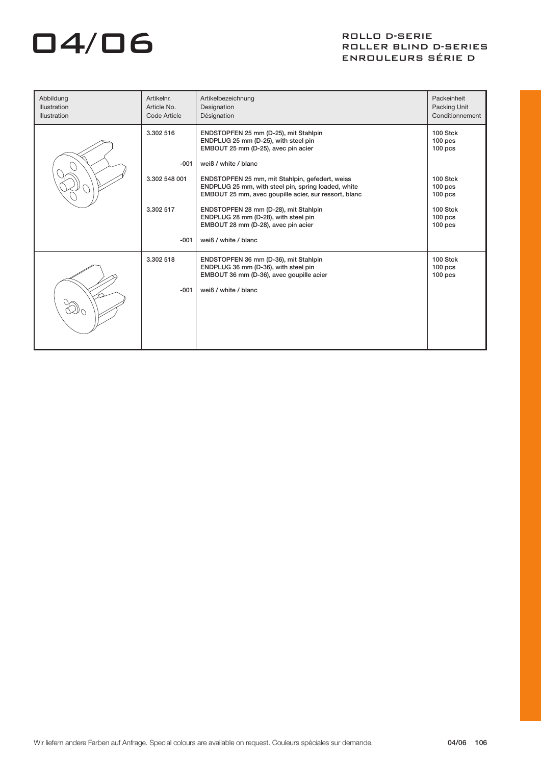# 04/06

ROLLO D-SERIE
ROLLER BLIND D-SERIES
ENROULEURS SÉRIE D

| Abbildung<br>Illustration<br>Illustration | Artikelnr.<br>Article No.<br>Code Article | Artikelbezeichnung<br>Designation<br>Désignation | Packeinheit<br>Packing Unit<br>Conditionnement |
|---|---|---|---|
| | 3.302 516 | ENDSTOPFEN 25 mm (D-25), mit Stahlpin<br>ENDPLUG 25 mm (D-25), with steel pin<br>EMBOUT 25 mm (D-25), avec pin acier | 100 Stck<br>100 pcs<br>100 pcs |
| | -001 | weiß / white / blanc | |
| | 3.302 548 001 | ENDSTOPFEN 25 mm, mit Stahlpin, gefedert, weiss<br>ENDPLUG 25 mm, with steel pin, spring loaded, white<br>EMBOUT 25 mm, avec goupille acier, sur ressort, blanc | 100 Stck<br>100 pcs<br>100 pcs |
| | 3.302 517 | ENDSTOPFEN 28 mm (D-28), mit Stahlpin<br>ENDPLUG 28 mm (D-28), with steel pin<br>EMBOUT 28 mm (D-28), avec pin acier | 100 Stck<br>100 pcs<br>100 pcs |
| | -001 | weiß / white / blanc | |
| | 3.302 518 | ENDSTOPFEN 36 mm (D-36), mit Stahlpin<br>ENDPLUG 36 mm (D-36), with steel pin<br>EMBOUT 36 mm (D-36), avec goupille acier | 100 Stck<br>100 pcs<br>100 pcs |
| | -001 | weiß / white / blanc | |

Wir liefern andere Farben auf Anfrage. Special colours are available on request. Couleurs spéciales sur demande.